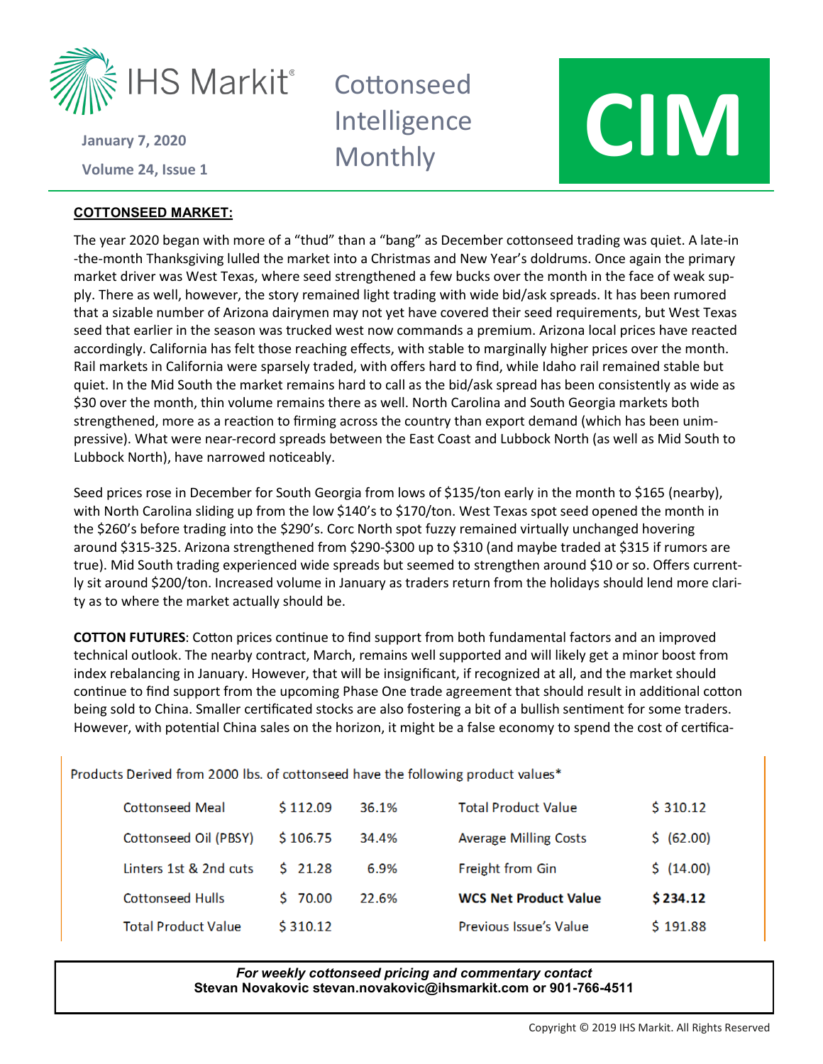IHS Markit

January 7, 2020

Volume 24, Issue 1

# Cottonseed Intelligence Monthly

# CIM

**COTTONSEED MARKET:**

The year 2020 began with more of a "thud" than a "bang" as December cottonseed trading was quiet. A late-in-the-month Thanksgiving lulled the market into a Christmas and New Year's doldrums. Once again the primary market driver was West Texas, where seed strengthened a few bucks over the month in the face of weak supply. There as well, however, the story remained light trading with wide bid/ask spreads. It has been rumored that a sizable number of Arizona dairymen may not yet have covered their seed requirements, but West Texas seed that earlier in the season was trucked west now commands a premium. Arizona local prices have reacted accordingly. California has felt those reaching effects, with stable to marginally higher prices over the month. Rail markets in California were sparsely traded, with offers hard to find, while Idaho rail remained stable but quiet. In the Mid South the market remains hard to call as the bid/ask spread has been consistently as wide as $30 over the month, thin volume remains there as well. North Carolina and South Georgia markets both strengthened, more as a reaction to firming across the country than export demand (which has been unimpressive). What were near-record spreads between the East Coast and Lubbock North (as well as Mid South to Lubbock North), have narrowed noticeably.

Seed prices rose in December for South Georgia from lows of $135/ton early in the month to $165 (nearby), with North Carolina sliding up from the low $140's to $170/ton. West Texas spot seed opened the month in the $260's before trading into the $290's. Corc North spot fuzzy remained virtually unchanged hovering around $315-325. Arizona strengthened from $290-$300 up to $310 (and maybe traded at $315 if rumors are true). Mid South trading experienced wide spreads but seemed to strengthen around $10 or so. Offers currently sit around $200/ton. Increased volume in January as traders return from the holidays should lend more clarity as to where the market actually should be.

**COTTON FUTURES**: Cotton prices continue to find support from both fundamental factors and an improved technical outlook. The nearby contract, March, remains well supported and will likely get a minor boost from index rebalancing in January. However, that will be insignificant, if recognized at all, and the market should continue to find support from the upcoming Phase One trade agreement that should result in additional cotton being sold to China. Smaller certificated stocks are also fostering a bit of a bullish sentiment for some traders. However, with potential China sales on the horizon, it might be a false economy to spend the cost of certifica-

Products Derived from 2000 lbs. of cottonseed have the following product values*

| | | | | |
|---|---|---|---|---|
| Cottonseed Meal | $ 112.09 | 36.1% | Total Product Value | $ 310.12 |
| Cottonseed Oil (PBSY) | $ 106.75 | 34.4% | Average Milling Costs | $ (62.00) |
| Linters 1st & 2nd cuts | $ 21.28 | 6.9% | Freight from Gin | $ (14.00) |
| Cottonseed Hulls | $ 70.00 | 22.6% | **WCS Net Product Value** | **$ 234.12** |
| Total Product Value | $ 310.12 | | Previous Issue's Value | $ 191.88 |

*For weekly cottonseed pricing and commentary contact*
**Stevan Novakovic stevan.novakovic@ihsmarkit.com or 901-766-4511**

Copyright © 2019 IHS Markit. All Rights Reserved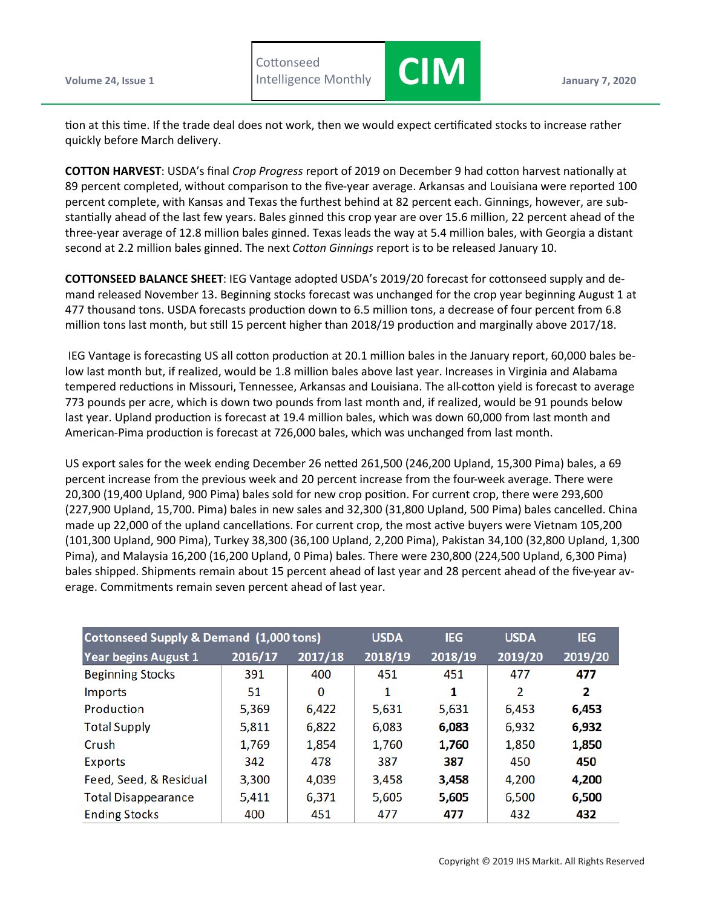tion at this time. If the trade deal does not work, then we would expect certificated stocks to increase rather quickly before March delivery.

**COTTON HARVEST**: USDA's final *Crop Progress* report of 2019 on December 9 had cotton harvest nationally at 89 percent completed, without comparison to the five-year average. Arkansas and Louisiana were reported 100 percent complete, with Kansas and Texas the furthest behind at 82 percent each. Ginnings, however, are substantially ahead of the last few years. Bales ginned this crop year are over 15.6 million, 22 percent ahead of the three-year average of 12.8 million bales ginned. Texas leads the way at 5.4 million bales, with Georgia a distant second at 2.2 million bales ginned. The next *Cotton Ginnings* report is to be released January 10.

**COTTONSEED BALANCE SHEET**: IEG Vantage adopted USDA's 2019/20 forecast for cottonseed supply and demand released November 13. Beginning stocks forecast was unchanged for the crop year beginning August 1 at 477 thousand tons. USDA forecasts production down to 6.5 million tons, a decrease of four percent from 6.8 million tons last month, but still 15 percent higher than 2018/19 production and marginally above 2017/18.

IEG Vantage is forecasting US all cotton production at 20.1 million bales in the January report, 60,000 bales below last month but, if realized, would be 1.8 million bales above last year. Increases in Virginia and Alabama tempered reductions in Missouri, Tennessee, Arkansas and Louisiana. The all-cotton yield is forecast to average 773 pounds per acre, which is down two pounds from last month and, if realized, would be 91 pounds below last year. Upland production is forecast at 19.4 million bales, which was down 60,000 from last month and American-Pima production is forecast at 726,000 bales, which was unchanged from last month.

US export sales for the week ending December 26 netted 261,500 (246,200 Upland, 15,300 Pima) bales, a 69 percent increase from the previous week and 20 percent increase from the four-week average. There were 20,300 (19,400 Upland, 900 Pima) bales sold for new crop position. For current crop, there were 293,600 (227,900 Upland, 15,700. Pima) bales in new sales and 32,300 (31,800 Upland, 500 Pima) bales cancelled. China made up 22,000 of the upland cancellations. For current crop, the most active buyers were Vietnam 105,200 (101,300 Upland, 900 Pima), Turkey 38,300 (36,100 Upland, 2,200 Pima), Pakistan 34,100 (32,800 Upland, 1,300 Pima), and Malaysia 16,200 (16,200 Upland, 0 Pima) bales. There were 230,800 (224,500 Upland, 6,300 Pima) bales shipped. Shipments remain about 15 percent ahead of last year and 28 percent ahead of the five-year average. Commitments remain seven percent ahead of last year.

| Cottonseed Supply & Demand (1,000 tons) | | | USDA | IEG | USDA | IEG |
|---|---|---|---|---|---|---|
| Year begins August 1 | 2016/17 | 2017/18 | 2018/19 | 2018/19 | 2019/20 | 2019/20 |
| Beginning Stocks | 391 | 400 | 451 | 451 | 477 | **477** |
| Imports | 51 | 0 | 1 | **1** | 2 | **2** |
| Production | 5,369 | 6,422 | 5,631 | 5,631 | 6,453 | **6,453** |
| Total Supply | 5,811 | 6,822 | 6,083 | **6,083** | 6,932 | **6,932** |
| Crush | 1,769 | 1,854 | 1,760 | **1,760** | 1,850 | **1,850** |
| Exports | 342 | 478 | 387 | **387** | 450 | **450** |
| Feed, Seed, & Residual | 3,300 | 4,039 | 3,458 | **3,458** | 4,200 | **4,200** |
| Total Disappearance | 5,411 | 6,371 | 5,605 | **5,605** | 6,500 | **6,500** |
| Ending Stocks | 400 | 451 | 477 | **477** | 432 | **432** |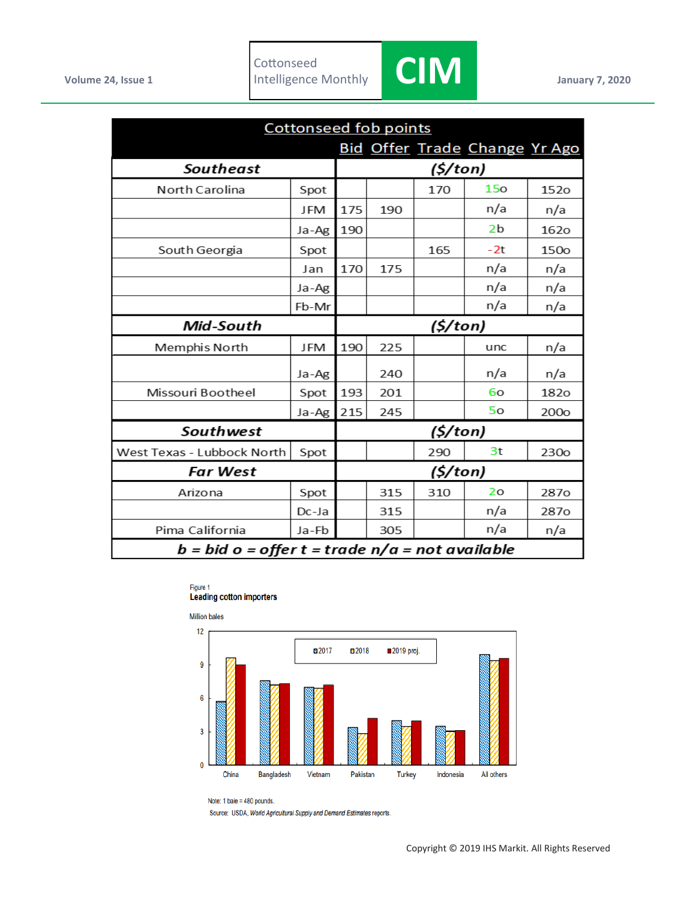## Cottonseed fob points

| | | Bid | Offer | Trade | Change | Yr Ago |
|---|---|---|---|---|---|---|
| ***Southeast*** | | ***($/ton)*** | | | | |
| North Carolina | Spot | | | 170 | 15o | 152o |
| | JFM | 175 | 190 | | n/a | n/a |
| | Ja-Ag | 190 | | | 2b | 162o |
| South Georgia | Spot | | | 165 | -2t | 150o |
| | Jan | 170 | 175 | | n/a | n/a |
| | Ja-Ag | | | | n/a | n/a |
| | Fb-Mr | | | | n/a | n/a |
| ***Mid-South*** | | ***($/ton)*** | | | | |
| Memphis North | JFM | 190 | 225 | | unc | n/a |
| | Ja-Ag | | 240 | | n/a | n/a |
| Missouri Bootheel | Spot | 193 | 201 | | 6o | 182o |
| | Ja-Ag | 215 | 245 | | 5o | 200o |
| ***Southwest*** | | ***($/ton)*** | | | | |
| West Texas - Lubbock North | Spot | | | 290 | 3t | 230o |
| ***Far West*** | | ***($/ton)*** | | | | |
| Arizona | Spot | | 315 | 310 | 2o | 287o |
| | Dc-Ja | | 315 | | n/a | 287o |
| Pima California | Ja-Fb | | 305 | | n/a | n/a |

***b = bid o = offer t = trade n/a = not available***

Figure 1
**Leading cotton importers**

Million bales

Note: 1 bale = 480 pounds.
Source: USDA, *World Agricultural Supply and Demand Estimates* reports.

Copyright © 2019 IHS Markit. All Rights Reserved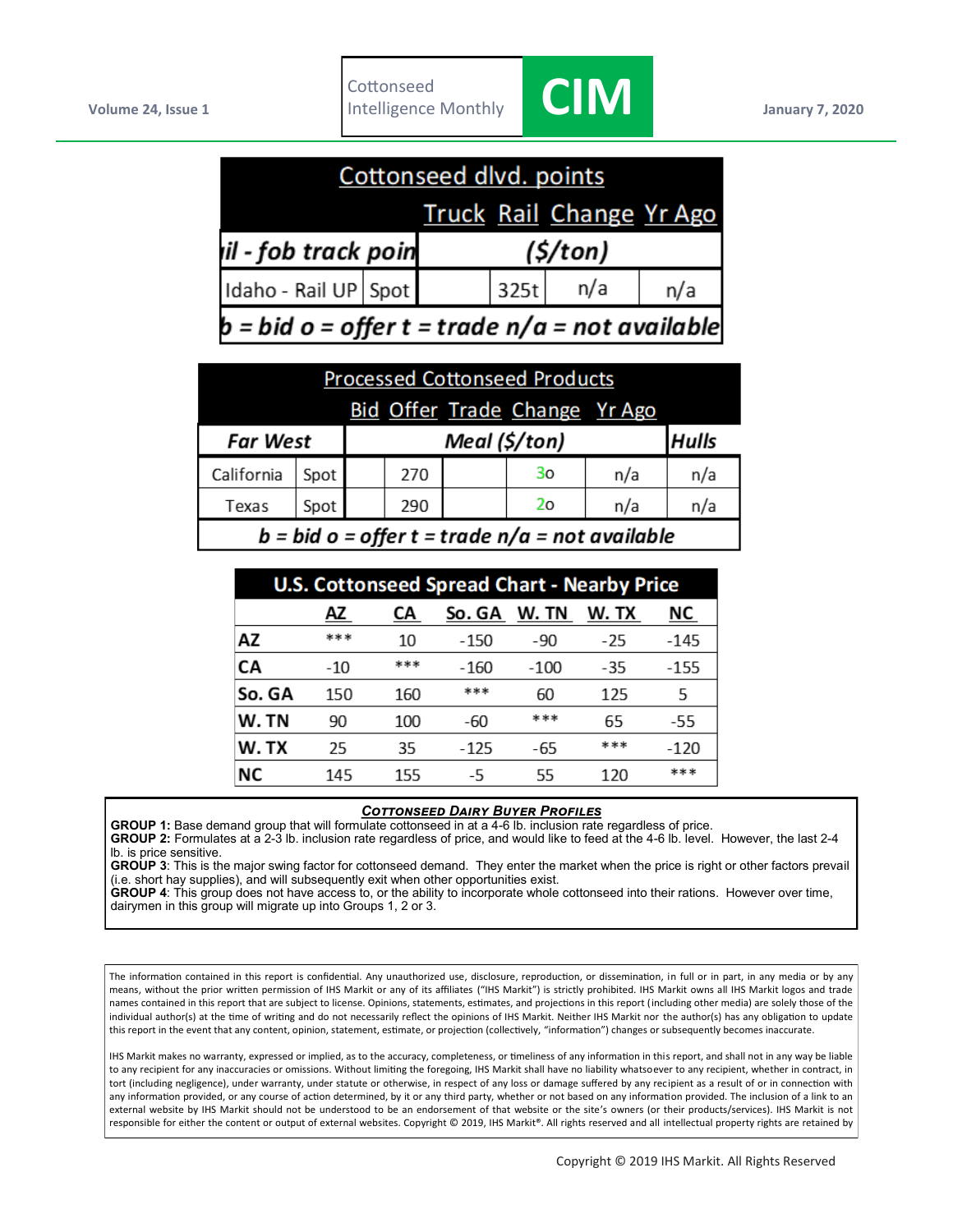| Cottonseed dlvd. points | | | | | | |
|---|---|---|---|---|---|---|
| | | | Truck | Rail | Change | Yr Ago |
| il - fob track poin | | ($/ton) | | | | |
| Idaho - Rail UP | Spot | | 325t | n/a | n/a | |
| b = bid o = offer t = trade n/a = not available | | | | | | |

| Processed Cottonseed Products | | | | | | | |
|---|---|---|---|---|---|---|---|
| | | Bid | Offer | Trade | Change | Yr Ago | |
| Far West | | Meal ($/ton) | | | | | Hulls |
| California | Spot | | 270 | | 3o | n/a | n/a |
| Texas | Spot | | 290 | | 2o | n/a | n/a |
| b = bid o = offer t = trade n/a = not available | | | | | | | |

| U.S. Cottonseed Spread Chart - Nearby Price | AZ | CA | So. GA | W. TN | W. TX | NC |
|---|---|---|---|---|---|---|
| AZ | *** | 10 | -150 | -90 | -25 | -145 |
| CA | -10 | *** | -160 | -100 | -35 | -155 |
| So. GA | 150 | 160 | *** | 60 | 125 | 5 |
| W. TN | 90 | 100 | -60 | *** | 65 | -55 |
| W. TX | 25 | 35 | -125 | -65 | *** | -120 |
| NC | 145 | 155 | -5 | 55 | 120 | *** |

***Cottonseed Dairy Buyer Profiles***

**GROUP 1:** Base demand group that will formulate cottonseed in at a 4-6 lb. inclusion rate regardless of price.

**GROUP 2:** Formulates at a 2-3 lb. inclusion rate regardless of price, and would like to feed at the 4-6 lb. level. However, the last 2-4 lb. is price sensitive.

**GROUP 3**: This is the major swing factor for cottonseed demand. They enter the market when the price is right or other factors prevail (i.e. short hay supplies), and will subsequently exit when other opportunities exist.

**GROUP 4**: This group does not have access to, or the ability to incorporate whole cottonseed into their rations. However over time, dairymen in this group will migrate up into Groups 1, 2 or 3.

The information contained in this report is confidential. Any unauthorized use, disclosure, reproduction, or dissemination, in full or in part, in any media or by any means, without the prior written permission of IHS Markit or any of its affiliates ("IHS Markit") is strictly prohibited. IHS Markit owns all IHS Markit logos and trade names contained in this report that are subject to license. Opinions, statements, estimates, and projections in this report (including other media) are solely those of the individual author(s) at the time of writing and do not necessarily reflect the opinions of IHS Markit. Neither IHS Markit nor the author(s) has any obligation to update this report in the event that any content, opinion, statement, estimate, or projection (collectively, "information") changes or subsequently becomes inaccurate.

IHS Markit makes no warranty, expressed or implied, as to the accuracy, completeness, or timeliness of any information in this report, and shall not in any way be liable to any recipient for any inaccuracies or omissions. Without limiting the foregoing, IHS Markit shall have no liability whatsoever to any recipient, whether in contract, in tort (including negligence), under warranty, under statute or otherwise, in respect of any loss or damage suffered by any recipient as a result of or in connection with any information provided, or any course of action determined, by it or any third party, whether or not based on any information provided. The inclusion of a link to an external website by IHS Markit should not be understood to be an endorsement of that website or the site's owners (or their products/services). IHS Markit is not responsible for either the content or output of external websites. Copyright © 2019, IHS Markit®. All rights reserved and all intellectual property rights are retained by

Copyright © 2019 IHS Markit. All Rights Reserved